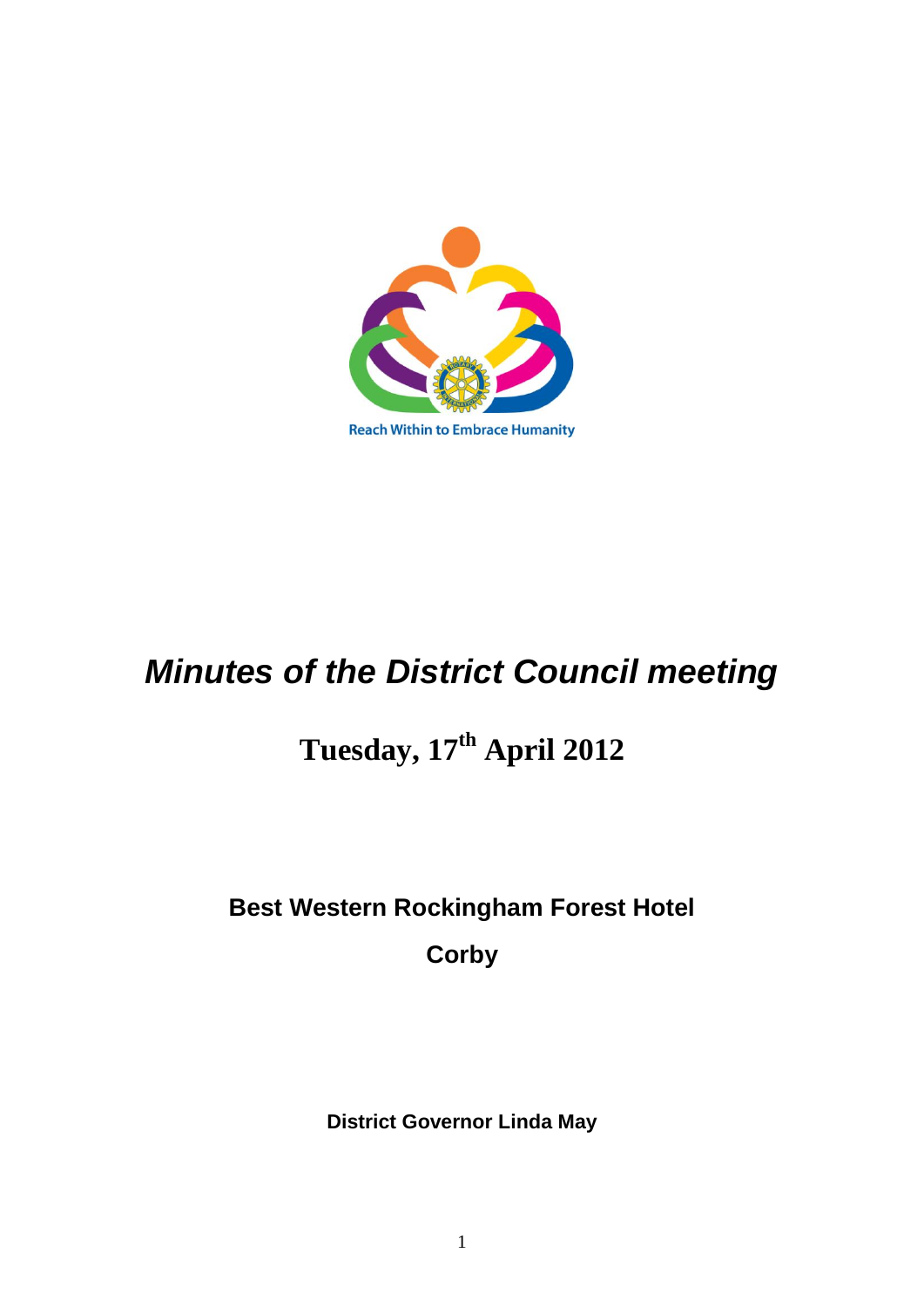Reach Within to Embrace Humanity

# *Minutes of the District Council meeting*

## Tuesday, 17th April 2012

**Best Western Rockingham Forest Hotel**

**Corby**

**District Governor Linda May**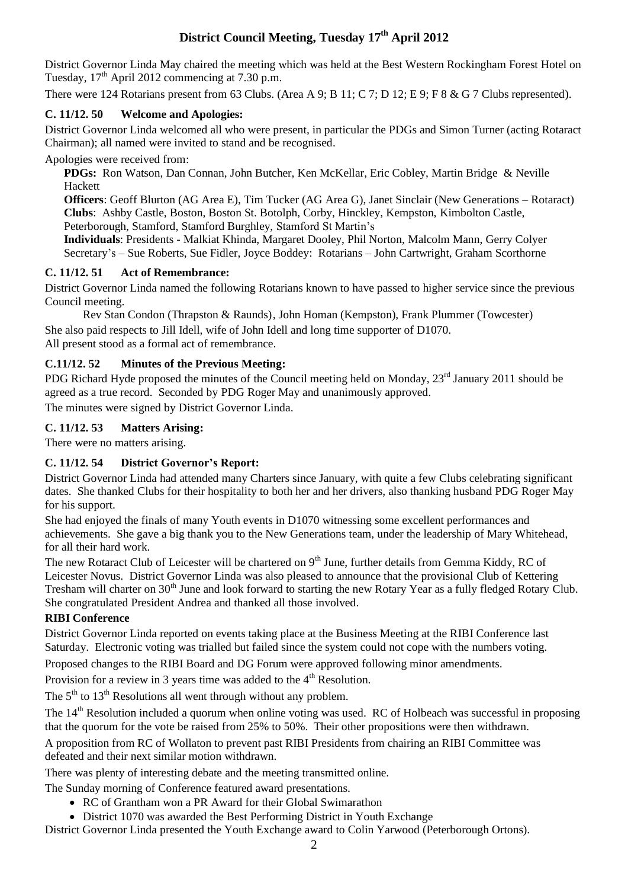# District Council Meeting, Tuesday 17th April 2012

District Governor Linda May chaired the meeting which was held at the Best Western Rockingham Forest Hotel on Tuesday, 17th April 2012 commencing at 7.30 p.m.

There were 124 Rotarians present from 63 Clubs. (Area A 9; B 11; C 7; D 12; E 9; F 8 & G 7 Clubs represented).

### C. 11/12. 50 Welcome and Apologies:

District Governor Linda welcomed all who were present, in particular the PDGs and Simon Turner (acting Rotaract Chairman); all named were invited to stand and be recognised.

Apologies were received from:

**PDGs:** Ron Watson, Dan Connan, John Butcher, Ken McKellar, Eric Cobley, Martin Bridge & Neville Hackett
**Officers**: Geoff Blurton (AG Area E), Tim Tucker (AG Area G), Janet Sinclair (New Generations – Rotaract)
**Clubs**: Ashby Castle, Boston, Boston St. Botolph, Corby, Hinckley, Kempston, Kimbolton Castle, Peterborough, Stamford, Stamford Burghley, Stamford St Martin's
**Individuals**: Presidents - Malkiat Khinda, Margaret Dooley, Phil Norton, Malcolm Mann, Gerry Colyer
Secretary's – Sue Roberts, Sue Fidler, Joyce Boddey: Rotarians – John Cartwright, Graham Scorthorne

### C. 11/12. 51 Act of Remembrance:

District Governor Linda named the following Rotarians known to have passed to higher service since the previous Council meeting.

Rev Stan Condon (Thrapston & Raunds), John Homan (Kempston), Frank Plummer (Towcester)

She also paid respects to Jill Idell, wife of John Idell and long time supporter of D1070.
All present stood as a formal act of remembrance.

### C.11/12. 52 Minutes of the Previous Meeting:

PDG Richard Hyde proposed the minutes of the Council meeting held on Monday, 23rd January 2011 should be agreed as a true record. Seconded by PDG Roger May and unanimously approved.

The minutes were signed by District Governor Linda.

### C. 11/12. 53 Matters Arising:

There were no matters arising.

### C. 11/12. 54 District Governor's Report:

District Governor Linda had attended many Charters since January, with quite a few Clubs celebrating significant dates. She thanked Clubs for their hospitality to both her and her drivers, also thanking husband PDG Roger May for his support.

She had enjoyed the finals of many Youth events in D1070 witnessing some excellent performances and achievements. She gave a big thank you to the New Generations team, under the leadership of Mary Whitehead, for all their hard work.

The new Rotaract Club of Leicester will be chartered on 9th June, further details from Gemma Kiddy, RC of Leicester Novus. District Governor Linda was also pleased to announce that the provisional Club of Kettering Tresham will charter on 30th June and look forward to starting the new Rotary Year as a fully fledged Rotary Club. She congratulated President Andrea and thanked all those involved.

**RIBI Conference**

District Governor Linda reported on events taking place at the Business Meeting at the RIBI Conference last Saturday. Electronic voting was trialled but failed since the system could not cope with the numbers voting.

Proposed changes to the RIBI Board and DG Forum were approved following minor amendments.

Provision for a review in 3 years time was added to the 4th Resolution.

The 5th to 13th Resolutions all went through without any problem.

The 14th Resolution included a quorum when online voting was used. RC of Holbeach was successful in proposing that the quorum for the vote be raised from 25% to 50%. Their other propositions were then withdrawn.

A proposition from RC of Wollaton to prevent past RIBI Presidents from chairing an RIBI Committee was defeated and their next similar motion withdrawn.

There was plenty of interesting debate and the meeting transmitted online.

The Sunday morning of Conference featured award presentations.

- RC of Grantham won a PR Award for their Global Swimarathon
- District 1070 was awarded the Best Performing District in Youth Exchange

District Governor Linda presented the Youth Exchange award to Colin Yarwood (Peterborough Ortons).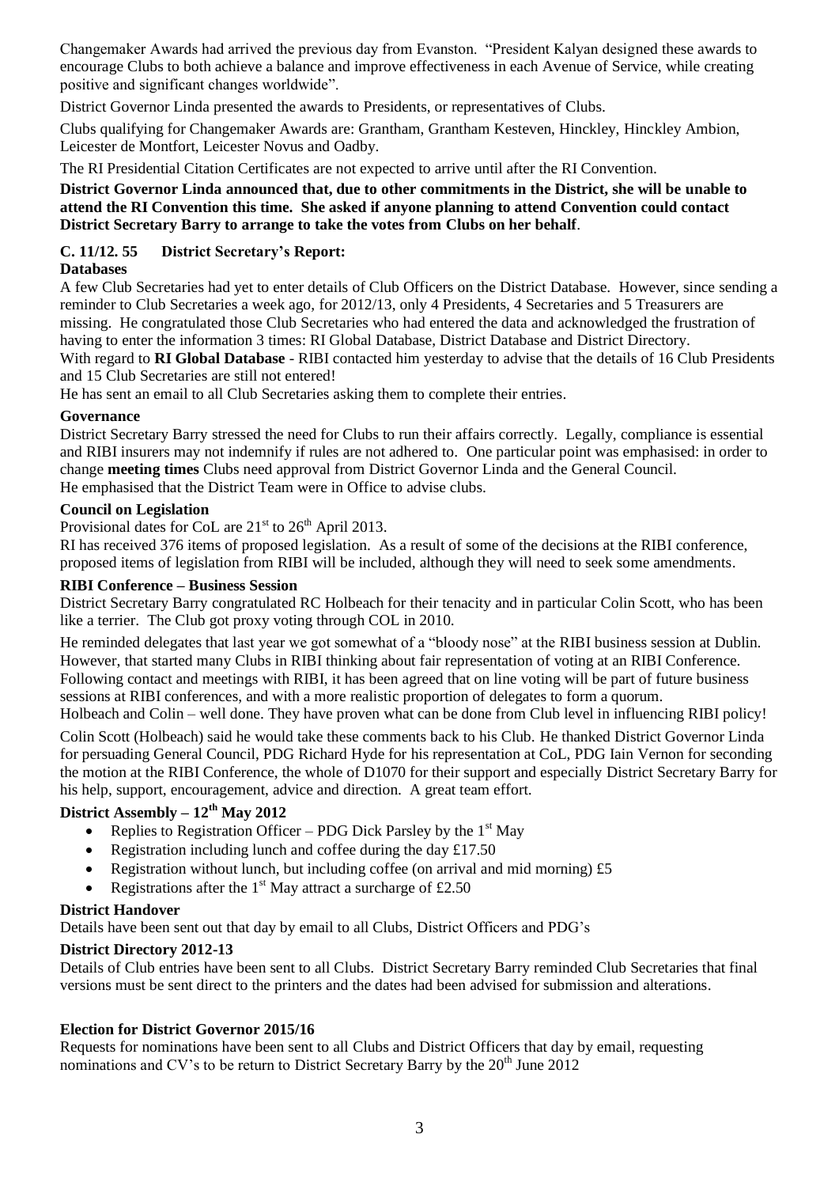Changemaker Awards had arrived the previous day from Evanston. "President Kalyan designed these awards to encourage Clubs to both achieve a balance and improve effectiveness in each Avenue of Service, while creating positive and significant changes worldwide".

District Governor Linda presented the awards to Presidents, or representatives of Clubs.

Clubs qualifying for Changemaker Awards are: Grantham, Grantham Kesteven, Hinckley, Hinckley Ambion, Leicester de Montfort, Leicester Novus and Oadby.

The RI Presidential Citation Certificates are not expected to arrive until after the RI Convention.

**District Governor Linda announced that, due to other commitments in the District, she will be unable to attend the RI Convention this time. She asked if anyone planning to attend Convention could contact District Secretary Barry to arrange to take the votes from Clubs on her behalf**.

### C. 11/12. 55 District Secretary's Report:

**Databases**

A few Club Secretaries had yet to enter details of Club Officers on the District Database. However, since sending a reminder to Club Secretaries a week ago, for 2012/13, only 4 Presidents, 4 Secretaries and 5 Treasurers are missing. He congratulated those Club Secretaries who had entered the data and acknowledged the frustration of having to enter the information 3 times: RI Global Database, District Database and District Directory.

With regard to **RI Global Database** - RIBI contacted him yesterday to advise that the details of 16 Club Presidents and 15 Club Secretaries are still not entered!

He has sent an email to all Club Secretaries asking them to complete their entries.

**Governance**

District Secretary Barry stressed the need for Clubs to run their affairs correctly. Legally, compliance is essential and RIBI insurers may not indemnify if rules are not adhered to. One particular point was emphasised: in order to change **meeting times** Clubs need approval from District Governor Linda and the General Council.

He emphasised that the District Team were in Office to advise clubs.

**Council on Legislation**

Provisional dates for CoL are 21st to 26th April 2013.

RI has received 376 items of proposed legislation. As a result of some of the decisions at the RIBI conference, proposed items of legislation from RIBI will be included, although they will need to seek some amendments.

**RIBI Conference – Business Session**

District Secretary Barry congratulated RC Holbeach for their tenacity and in particular Colin Scott, who has been like a terrier. The Club got proxy voting through COL in 2010.

He reminded delegates that last year we got somewhat of a "bloody nose" at the RIBI business session at Dublin. However, that started many Clubs in RIBI thinking about fair representation of voting at an RIBI Conference. Following contact and meetings with RIBI, it has been agreed that on line voting will be part of future business sessions at RIBI conferences, and with a more realistic proportion of delegates to form a quorum.

Holbeach and Colin – well done. They have proven what can be done from Club level in influencing RIBI policy!

Colin Scott (Holbeach) said he would take these comments back to his Club. He thanked District Governor Linda for persuading General Council, PDG Richard Hyde for his representation at CoL, PDG Iain Vernon for seconding the motion at the RIBI Conference, the whole of D1070 for their support and especially District Secretary Barry for his help, support, encouragement, advice and direction. A great team effort.

**District Assembly – 12th May 2012**

- Replies to Registration Officer – PDG Dick Parsley by the 1st May
- Registration including lunch and coffee during the day £17.50
- Registration without lunch, but including coffee (on arrival and mid morning) £5
- Registrations after the 1st May attract a surcharge of £2.50

**District Handover**

Details have been sent out that day by email to all Clubs, District Officers and PDG's

**District Directory 2012-13**

Details of Club entries have been sent to all Clubs. District Secretary Barry reminded Club Secretaries that final versions must be sent direct to the printers and the dates had been advised for submission and alterations.

**Election for District Governor 2015/16**

Requests for nominations have been sent to all Clubs and District Officers that day by email, requesting nominations and CV's to be return to District Secretary Barry by the 20th June 2012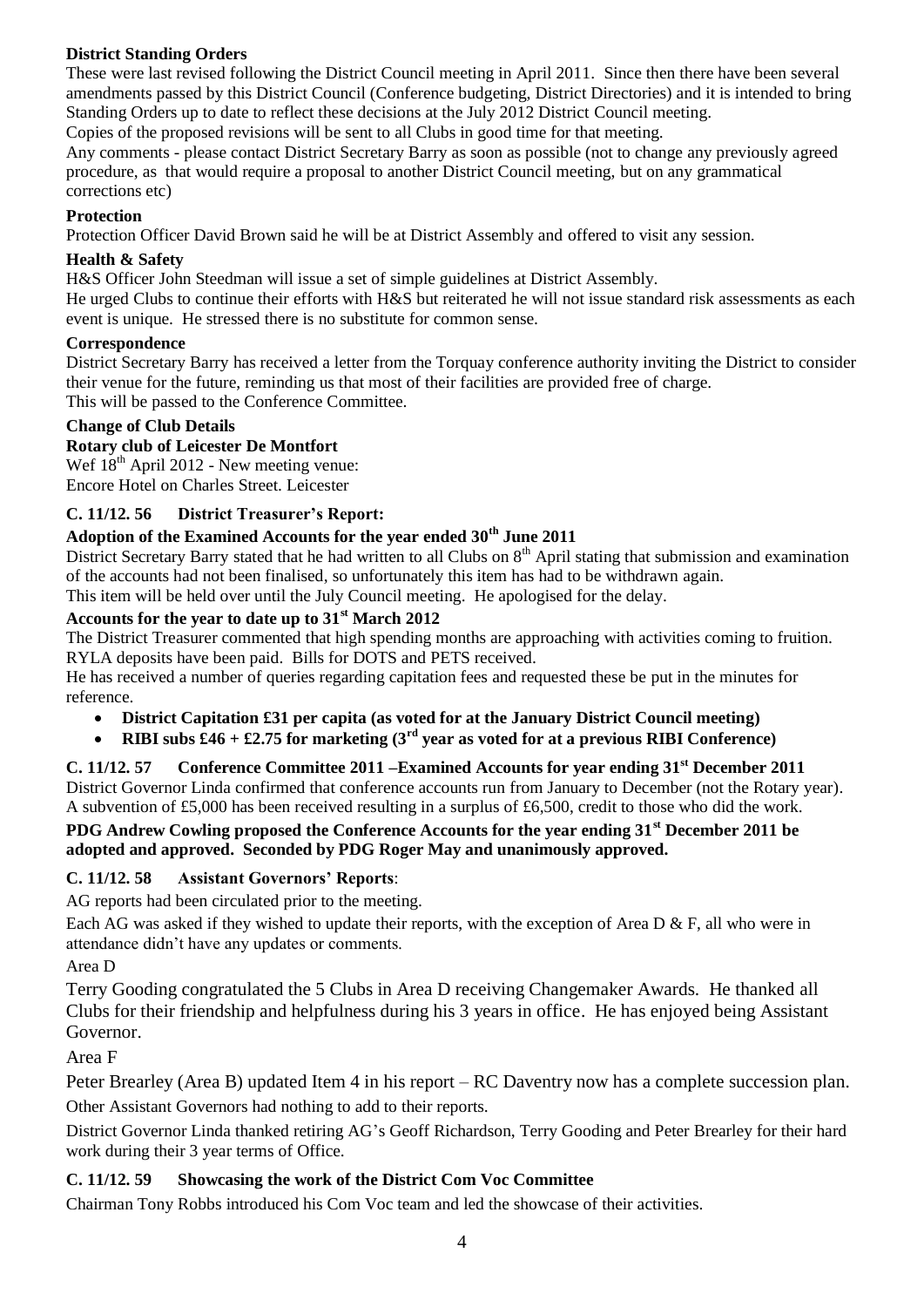**District Standing Orders**

These were last revised following the District Council meeting in April 2011. Since then there have been several amendments passed by this District Council (Conference budgeting, District Directories) and it is intended to bring Standing Orders up to date to reflect these decisions at the July 2012 District Council meeting.

Copies of the proposed revisions will be sent to all Clubs in good time for that meeting.

Any comments - please contact District Secretary Barry as soon as possible (not to change any previously agreed procedure, as that would require a proposal to another District Council meeting, but on any grammatical corrections etc)

**Protection**

Protection Officer David Brown said he will be at District Assembly and offered to visit any session.

**Health & Safety**

H&S Officer John Steedman will issue a set of simple guidelines at District Assembly.

He urged Clubs to continue their efforts with H&S but reiterated he will not issue standard risk assessments as each event is unique. He stressed there is no substitute for common sense.

**Correspondence**

District Secretary Barry has received a letter from the Torquay conference authority inviting the District to consider their venue for the future, reminding us that most of their facilities are provided free of charge.

This will be passed to the Conference Committee.

**Change of Club Details**

**Rotary club of Leicester De Montfort**

Wef 18th April 2012 - New meeting venue:
Encore Hotel on Charles Street. Leicester

### C. 11/12. 56 District Treasurer's Report:

**Adoption of the Examined Accounts for the year ended 30th June 2011**

District Secretary Barry stated that he had written to all Clubs on 8th April stating that submission and examination of the accounts had not been finalised, so unfortunately this item has had to be withdrawn again.

This item will be held over until the July Council meeting. He apologised for the delay.

**Accounts for the year to date up to 31st March 2012**

The District Treasurer commented that high spending months are approaching with activities coming to fruition. RYLA deposits have been paid. Bills for DOTS and PETS received.

He has received a number of queries regarding capitation fees and requested these be put in the minutes for reference.

- **District Capitation £31 per capita (as voted for at the January District Council meeting)**
- **RIBI subs £46 + £2.75 for marketing (3rd year as voted for at a previous RIBI Conference)**

### C. 11/12. 57 Conference Committee 2011 –Examined Accounts for year ending 31st December 2011

District Governor Linda confirmed that conference accounts run from January to December (not the Rotary year). A subvention of £5,000 has been received resulting in a surplus of £6,500, credit to those who did the work.

**PDG Andrew Cowling proposed the Conference Accounts for the year ending 31st December 2011 be adopted and approved. Seconded by PDG Roger May and unanimously approved.**

### C. 11/12. 58 Assistant Governors' Reports:

AG reports had been circulated prior to the meeting.

Each AG was asked if they wished to update their reports, with the exception of Area D & F, all who were in attendance didn't have any updates or comments.

Area D

Terry Gooding congratulated the 5 Clubs in Area D receiving Changemaker Awards. He thanked all Clubs for their friendship and helpfulness during his 3 years in office. He has enjoyed being Assistant Governor.

Area F

Peter Brearley (Area B) updated Item 4 in his report – RC Daventry now has a complete succession plan.

Other Assistant Governors had nothing to add to their reports.

District Governor Linda thanked retiring AG's Geoff Richardson, Terry Gooding and Peter Brearley for their hard work during their 3 year terms of Office.

### C. 11/12. 59 Showcasing the work of the District Com Voc Committee

Chairman Tony Robbs introduced his Com Voc team and led the showcase of their activities.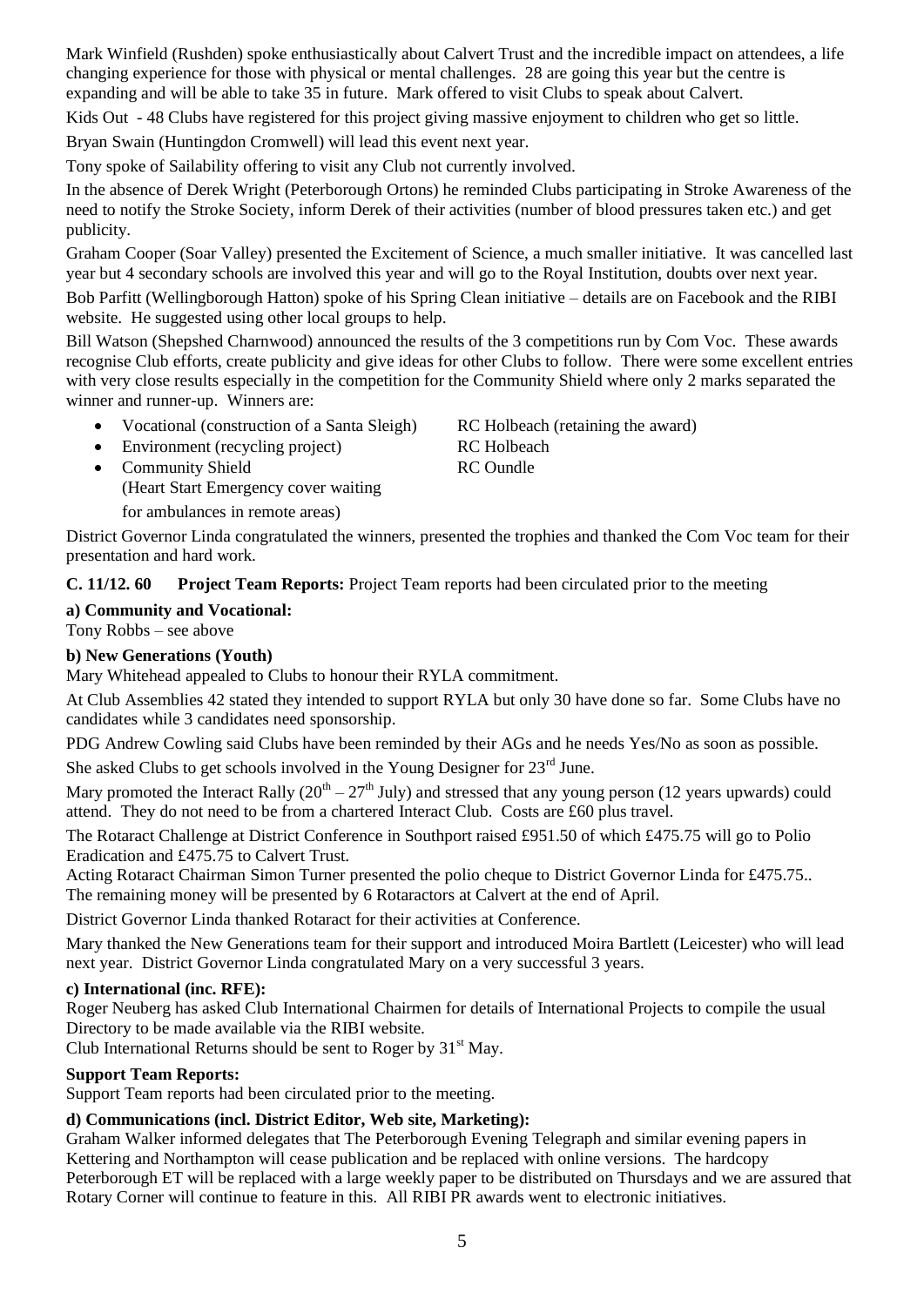Mark Winfield (Rushden) spoke enthusiastically about Calvert Trust and the incredible impact on attendees, a life changing experience for those with physical or mental challenges. 28 are going this year but the centre is expanding and will be able to take 35 in future. Mark offered to visit Clubs to speak about Calvert.

Kids Out - 48 Clubs have registered for this project giving massive enjoyment to children who get so little.

Bryan Swain (Huntingdon Cromwell) will lead this event next year.

Tony spoke of Sailability offering to visit any Club not currently involved.

In the absence of Derek Wright (Peterborough Ortons) he reminded Clubs participating in Stroke Awareness of the need to notify the Stroke Society, inform Derek of their activities (number of blood pressures taken etc.) and get publicity.

Graham Cooper (Soar Valley) presented the Excitement of Science, a much smaller initiative. It was cancelled last year but 4 secondary schools are involved this year and will go to the Royal Institution, doubts over next year.

Bob Parfitt (Wellingborough Hatton) spoke of his Spring Clean initiative – details are on Facebook and the RIBI website. He suggested using other local groups to help.

Bill Watson (Shepshed Charnwood) announced the results of the 3 competitions run by Com Voc. These awards recognise Club efforts, create publicity and give ideas for other Clubs to follow. There were some excellent entries with very close results especially in the competition for the Community Shield where only 2 marks separated the winner and runner-up. Winners are:

- Vocational (construction of a Santa Sleigh) — RC Holbeach (retaining the award)
- Environment (recycling project) — RC Holbeach
- Community Shield (Heart Start Emergency cover waiting for ambulances in remote areas) — RC Oundle

District Governor Linda congratulated the winners, presented the trophies and thanked the Com Voc team for their presentation and hard work.

**C. 11/12. 60 Project Team Reports:** Project Team reports had been circulated prior to the meeting

**a) Community and Vocational:**

Tony Robbs – see above

**b) New Generations (Youth)**

Mary Whitehead appealed to Clubs to honour their RYLA commitment.

At Club Assemblies 42 stated they intended to support RYLA but only 30 have done so far. Some Clubs have no candidates while 3 candidates need sponsorship.

PDG Andrew Cowling said Clubs have been reminded by their AGs and he needs Yes/No as soon as possible.

She asked Clubs to get schools involved in the Young Designer for 23rd June.

Mary promoted the Interact Rally (20th – 27th July) and stressed that any young person (12 years upwards) could attend. They do not need to be from a chartered Interact Club. Costs are £60 plus travel.

The Rotaract Challenge at District Conference in Southport raised £951.50 of which £475.75 will go to Polio Eradication and £475.75 to Calvert Trust.

Acting Rotaract Chairman Simon Turner presented the polio cheque to District Governor Linda for £475.75..
The remaining money will be presented by 6 Rotaractors at Calvert at the end of April.

District Governor Linda thanked Rotaract for their activities at Conference.

Mary thanked the New Generations team for their support and introduced Moira Bartlett (Leicester) who will lead next year. District Governor Linda congratulated Mary on a very successful 3 years.

**c) International (inc. RFE):**

Roger Neuberg has asked Club International Chairmen for details of International Projects to compile the usual Directory to be made available via the RIBI website.

Club International Returns should be sent to Roger by 31st May.

**Support Team Reports:**

Support Team reports had been circulated prior to the meeting.

**d) Communications (incl. District Editor, Web site, Marketing):**

Graham Walker informed delegates that The Peterborough Evening Telegraph and similar evening papers in Kettering and Northampton will cease publication and be replaced with online versions. The hardcopy Peterborough ET will be replaced with a large weekly paper to be distributed on Thursdays and we are assured that Rotary Corner will continue to feature in this. All RIBI PR awards went to electronic initiatives.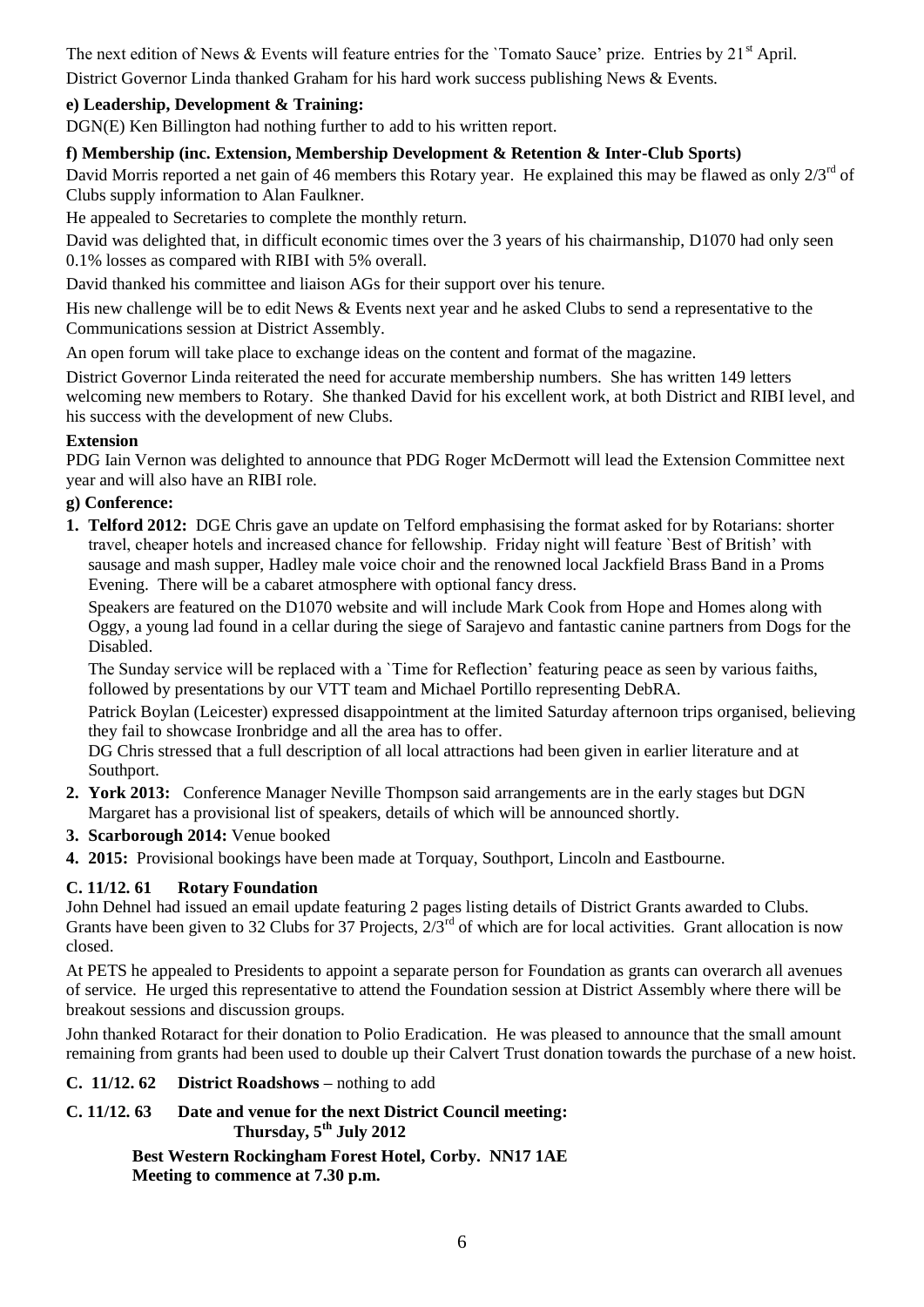The next edition of News & Events will feature entries for the `Tomato Sauce' prize. Entries by 21st April.

District Governor Linda thanked Graham for his hard work success publishing News & Events.

**e) Leadership, Development & Training:**

DGN(E) Ken Billington had nothing further to add to his written report.

**f) Membership (inc. Extension, Membership Development & Retention & Inter-Club Sports)**

David Morris reported a net gain of 46 members this Rotary year. He explained this may be flawed as only 2/3rd of Clubs supply information to Alan Faulkner.

He appealed to Secretaries to complete the monthly return.

David was delighted that, in difficult economic times over the 3 years of his chairmanship, D1070 had only seen 0.1% losses as compared with RIBI with 5% overall.

David thanked his committee and liaison AGs for their support over his tenure.

His new challenge will be to edit News & Events next year and he asked Clubs to send a representative to the Communications session at District Assembly.

An open forum will take place to exchange ideas on the content and format of the magazine.

District Governor Linda reiterated the need for accurate membership numbers. She has written 149 letters welcoming new members to Rotary. She thanked David for his excellent work, at both District and RIBI level, and his success with the development of new Clubs.

**Extension**

PDG Iain Vernon was delighted to announce that PDG Roger McDermott will lead the Extension Committee next year and will also have an RIBI role.

**g) Conference:**

1. **Telford 2012:** DGE Chris gave an update on Telford emphasising the format asked for by Rotarians: shorter travel, cheaper hotels and increased chance for fellowship. Friday night will feature `Best of British' with sausage and mash supper, Hadley male voice choir and the renowned local Jackfield Brass Band in a Proms Evening. There will be a cabaret atmosphere with optional fancy dress.

   Speakers are featured on the D1070 website and will include Mark Cook from Hope and Homes along with Oggy, a young lad found in a cellar during the siege of Sarajevo and fantastic canine partners from Dogs for the Disabled.

   The Sunday service will be replaced with a `Time for Reflection' featuring peace as seen by various faiths, followed by presentations by our VTT team and Michael Portillo representing DebRA.

   Patrick Boylan (Leicester) expressed disappointment at the limited Saturday afternoon trips organised, believing they fail to showcase Ironbridge and all the area has to offer.

   DG Chris stressed that a full description of all local attractions had been given in earlier literature and at Southport.

2. **York 2013:** Conference Manager Neville Thompson said arrangements are in the early stages but DGN Margaret has a provisional list of speakers, details of which will be announced shortly.
3. **Scarborough 2014:** Venue booked
4. **2015:** Provisional bookings have been made at Torquay, Southport, Lincoln and Eastbourne.

**C. 11/12. 61 Rotary Foundation**

John Dehnel had issued an email update featuring 2 pages listing details of District Grants awarded to Clubs. Grants have been given to 32 Clubs for 37 Projects, 2/3rd of which are for local activities. Grant allocation is now closed.

At PETS he appealed to Presidents to appoint a separate person for Foundation as grants can overarch all avenues of service. He urged this representative to attend the Foundation session at District Assembly where there will be breakout sessions and discussion groups.

John thanked Rotaract for their donation to Polio Eradication. He was pleased to announce that the small amount remaining from grants had been used to double up their Calvert Trust donation towards the purchase of a new hoist.

**C. 11/12. 62 District Roadshows** – nothing to add

**C. 11/12. 63 Date and venue for the next District Council meeting:**
**Thursday, 5th July 2012**

**Best Western Rockingham Forest Hotel, Corby. NN17 1AE**
**Meeting to commence at 7.30 p.m.**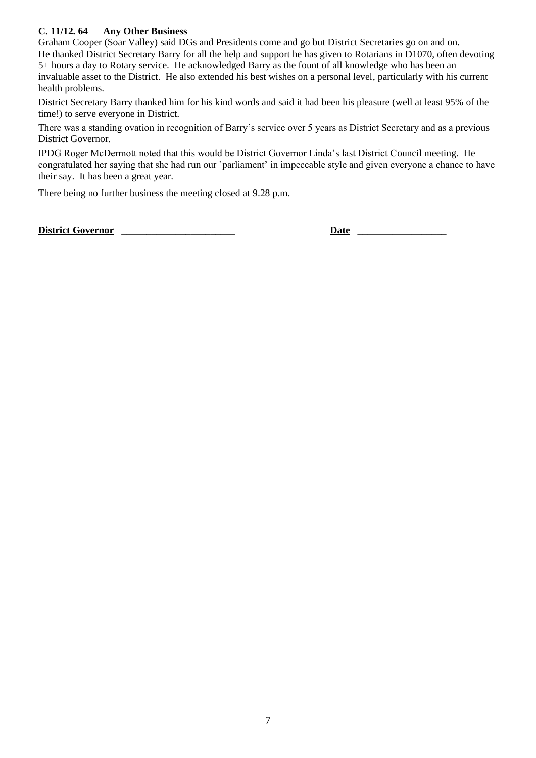**C. 11/12. 64 Any Other Business**

Graham Cooper (Soar Valley) said DGs and Presidents come and go but District Secretaries go on and on. He thanked District Secretary Barry for all the help and support he has given to Rotarians in D1070, often devoting 5+ hours a day to Rotary service. He acknowledged Barry as the fount of all knowledge who has been an invaluable asset to the District. He also extended his best wishes on a personal level, particularly with his current health problems.

District Secretary Barry thanked him for his kind words and said it had been his pleasure (well at least 95% of the time!) to serve everyone in District.

There was a standing ovation in recognition of Barry's service over 5 years as District Secretary and as a previous District Governor.

IPDG Roger McDermott noted that this would be District Governor Linda's last District Council meeting. He congratulated her saying that she had run our `parliament' in impeccable style and given everyone a chance to have their say. It has been a great year.

There being no further business the meeting closed at 9.28 p.m.

**District Governor** _______________________ **Date** _________________